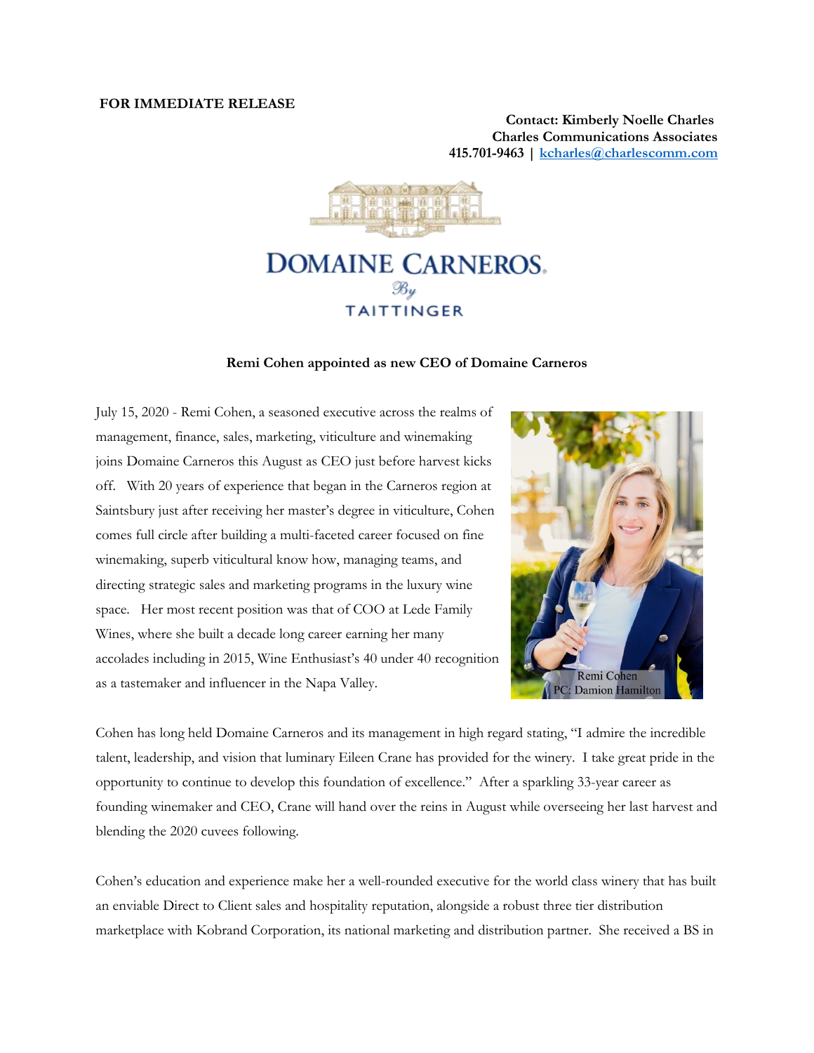**FOR IMMEDIATE RELEASE**

**Contact: Kimberly Noelle Charles**
**Charles Communications Associates**
**415.701-9463 | [kcharles@charlescomm.com](mailto:kcharles@charlescomm.com)**

DOMAINE CARNEROS
By
TAITTINGER

**Remi Cohen appointed as new CEO of Domaine Carneros**

July 15, 2020 - Remi Cohen, a seasoned executive across the realms of management, finance, sales, marketing, viticulture and winemaking joins Domaine Carneros this August as CEO just before harvest kicks off. With 20 years of experience that began in the Carneros region at Saintsbury just after receiving her master's degree in viticulture, Cohen comes full circle after building a multi-faceted career focused on fine winemaking, superb viticultural know how, managing teams, and directing strategic sales and marketing programs in the luxury wine space. Her most recent position was that of COO at Lede Family Wines, where she built a decade long career earning her many accolades including in 2015, Wine Enthusiast's 40 under 40 recognition as a tastemaker and influencer in the Napa Valley.

Remi Cohen
PC: Damion Hamilton

Cohen has long held Domaine Carneros and its management in high regard stating, "I admire the incredible talent, leadership, and vision that luminary Eileen Crane has provided for the winery. I take great pride in the opportunity to continue to develop this foundation of excellence." After a sparkling 33-year career as founding winemaker and CEO, Crane will hand over the reins in August while overseeing her last harvest and blending the 2020 cuvees following.

Cohen's education and experience make her a well-rounded executive for the world class winery that has built an enviable Direct to Client sales and hospitality reputation, alongside a robust three tier distribution marketplace with Kobrand Corporation, its national marketing and distribution partner. She received a BS in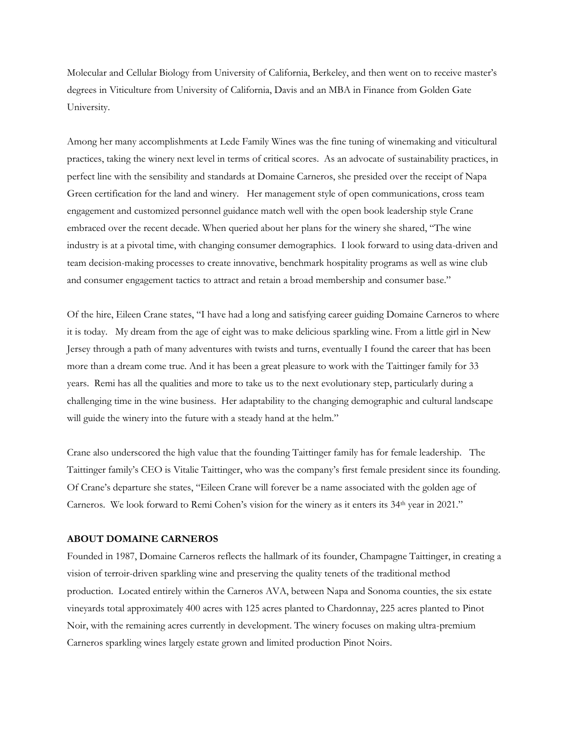Molecular and Cellular Biology from University of California, Berkeley, and then went on to receive master's degrees in Viticulture from University of California, Davis and an MBA in Finance from Golden Gate University.

Among her many accomplishments at Lede Family Wines was the fine tuning of winemaking and viticultural practices, taking the winery next level in terms of critical scores. As an advocate of sustainability practices, in perfect line with the sensibility and standards at Domaine Carneros, she presided over the receipt of Napa Green certification for the land and winery. Her management style of open communications, cross team engagement and customized personnel guidance match well with the open book leadership style Crane embraced over the recent decade. When queried about her plans for the winery she shared, "The wine industry is at a pivotal time, with changing consumer demographics. I look forward to using data-driven and team decision-making processes to create innovative, benchmark hospitality programs as well as wine club and consumer engagement tactics to attract and retain a broad membership and consumer base."

Of the hire, Eileen Crane states, "I have had a long and satisfying career guiding Domaine Carneros to where it is today. My dream from the age of eight was to make delicious sparkling wine. From a little girl in New Jersey through a path of many adventures with twists and turns, eventually I found the career that has been more than a dream come true. And it has been a great pleasure to work with the Taittinger family for 33 years. Remi has all the qualities and more to take us to the next evolutionary step, particularly during a challenging time in the wine business. Her adaptability to the changing demographic and cultural landscape will guide the winery into the future with a steady hand at the helm."

Crane also underscored the high value that the founding Taittinger family has for female leadership. The Taittinger family's CEO is Vitalie Taittinger, who was the company's first female president since its founding. Of Crane's departure she states, "Eileen Crane will forever be a name associated with the golden age of Carneros. We look forward to Remi Cohen's vision for the winery as it enters its 34th year in 2021."

**ABOUT DOMAINE CARNEROS**

Founded in 1987, Domaine Carneros reflects the hallmark of its founder, Champagne Taittinger, in creating a vision of terroir-driven sparkling wine and preserving the quality tenets of the traditional method production. Located entirely within the Carneros AVA, between Napa and Sonoma counties, the six estate vineyards total approximately 400 acres with 125 acres planted to Chardonnay, 225 acres planted to Pinot Noir, with the remaining acres currently in development. The winery focuses on making ultra-premium Carneros sparkling wines largely estate grown and limited production Pinot Noirs.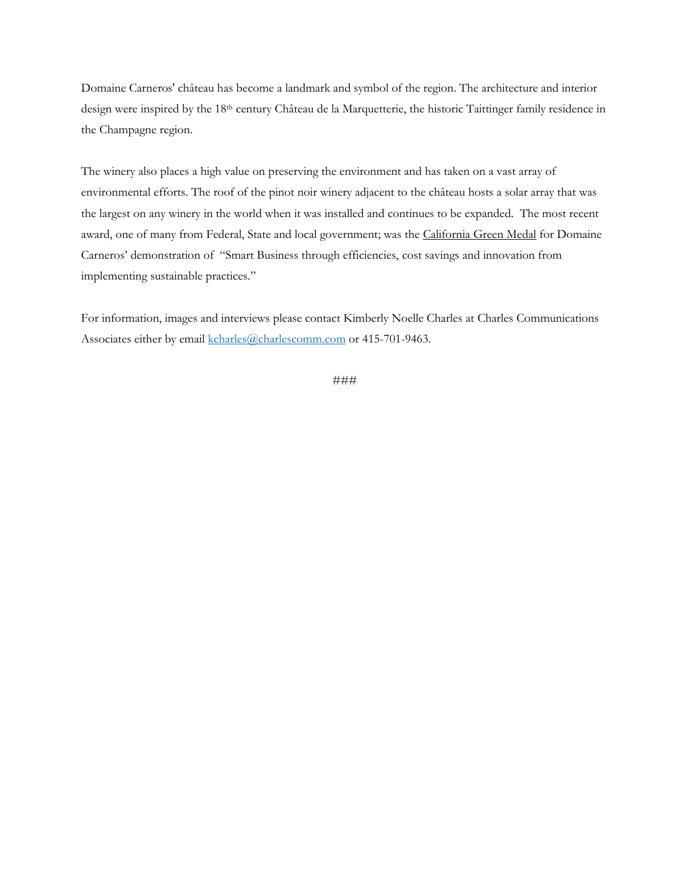Domaine Carneros' château has become a landmark and symbol of the region. The architecture and interior design were inspired by the 18th century Château de la Marquetterie, the historic Taittinger family residence in the Champagne region.

The winery also places a high value on preserving the environment and has taken on a vast array of environmental efforts. The roof of the pinot noir winery adjacent to the château hosts a solar array that was the largest on any winery in the world when it was installed and continues to be expanded. The most recent award, one of many from Federal, State and local government; was the California Green Medal for Domaine Carneros' demonstration of "Smart Business through efficiencies, cost savings and innovation from implementing sustainable practices."

For information, images and interviews please contact Kimberly Noelle Charles at Charles Communications Associates either by email kcharles@charlescomm.com or 415-701-9463.

###